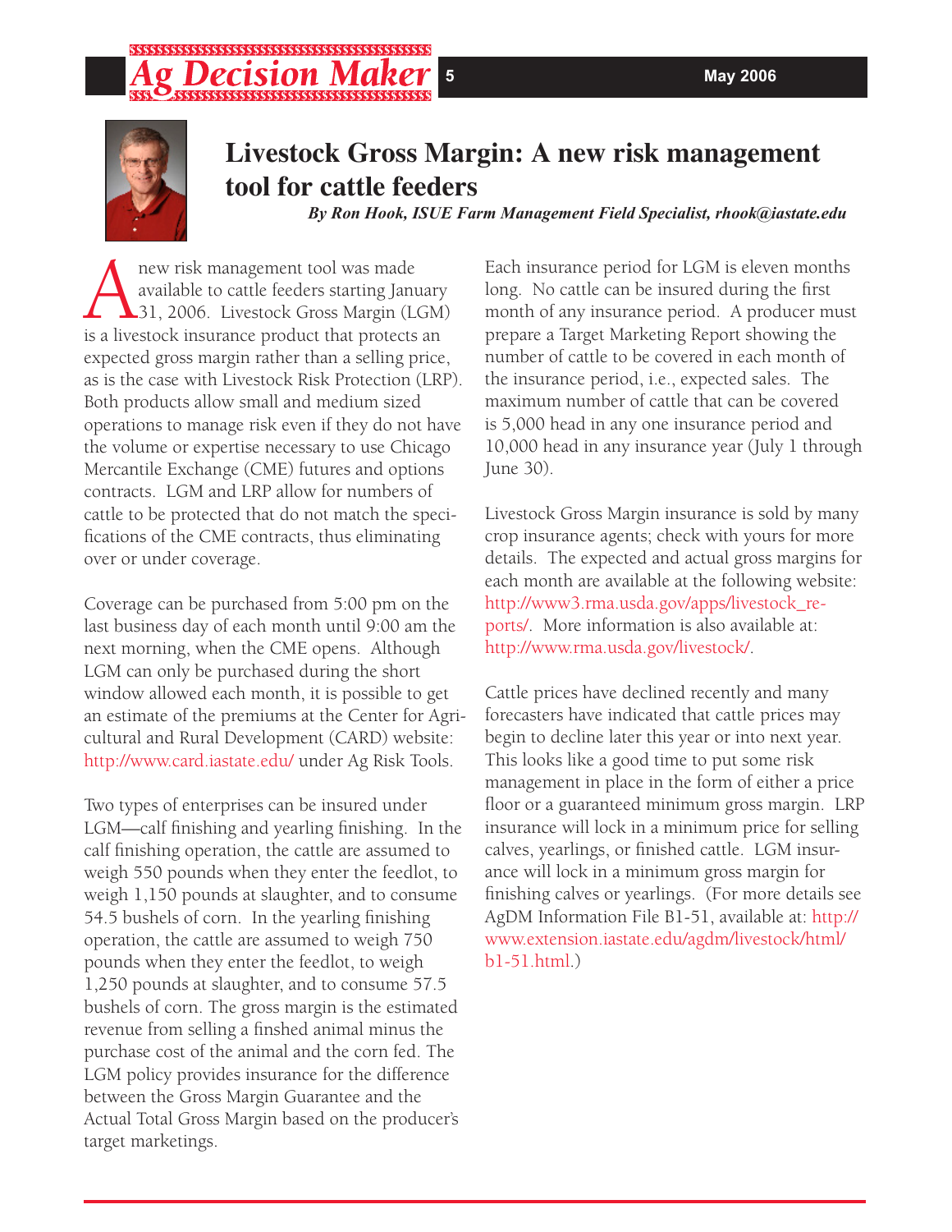# Livestock Gross Margin: A new risk management tool for cattle feeders

*By Ron Hook, ISUE Farm Management Field Specialist, rhook@iastate.edu*

A new risk management tool was made available to cattle feeders starting January 31, 2006. Livestock Gross Margin (LGM) is a livestock insurance product that protects an expected gross margin rather than a selling price, as is the case with Livestock Risk Protection (LRP). Both products allow small and medium sized operations to manage risk even if they do not have the volume or expertise necessary to use Chicago Mercantile Exchange (CME) futures and options contracts. LGM and LRP allow for numbers of cattle to be protected that do not match the specifications of the CME contracts, thus eliminating over or under coverage.

Coverage can be purchased from 5:00 pm on the last business day of each month until 9:00 am the next morning, when the CME opens. Although LGM can only be purchased during the short window allowed each month, it is possible to get an estimate of the premiums at the Center for Agricultural and Rural Development (CARD) website: http://www.card.iastate.edu/ under Ag Risk Tools.

Two types of enterprises can be insured under LGM—calf finishing and yearling finishing. In the calf finishing operation, the cattle are assumed to weigh 550 pounds when they enter the feedlot, to weigh 1,150 pounds at slaughter, and to consume 54.5 bushels of corn. In the yearling finishing operation, the cattle are assumed to weigh 750 pounds when they enter the feedlot, to weigh 1,250 pounds at slaughter, and to consume 57.5 bushels of corn. The gross margin is the estimated revenue from selling a finshed animal minus the purchase cost of the animal and the corn fed. The LGM policy provides insurance for the difference between the Gross Margin Guarantee and the Actual Total Gross Margin based on the producer's target marketings.

Each insurance period for LGM is eleven months long. No cattle can be insured during the first month of any insurance period. A producer must prepare a Target Marketing Report showing the number of cattle to be covered in each month of the insurance period, i.e., expected sales. The maximum number of cattle that can be covered is 5,000 head in any one insurance period and 10,000 head in any insurance year (July 1 through June 30).

Livestock Gross Margin insurance is sold by many crop insurance agents; check with yours for more details. The expected and actual gross margins for each month are available at the following website: http://www3.rma.usda.gov/apps/livestock_reports/. More information is also available at: http://www.rma.usda.gov/livestock/.

Cattle prices have declined recently and many forecasters have indicated that cattle prices may begin to decline later this year or into next year. This looks like a good time to put some risk management in place in the form of either a price floor or a guaranteed minimum gross margin. LRP insurance will lock in a minimum price for selling calves, yearlings, or finished cattle. LGM insurance will lock in a minimum gross margin for finishing calves or yearlings. (For more details see AgDM Information File B1-51, available at: http://www.extension.iastate.edu/agdm/livestock/html/b1-51.html.)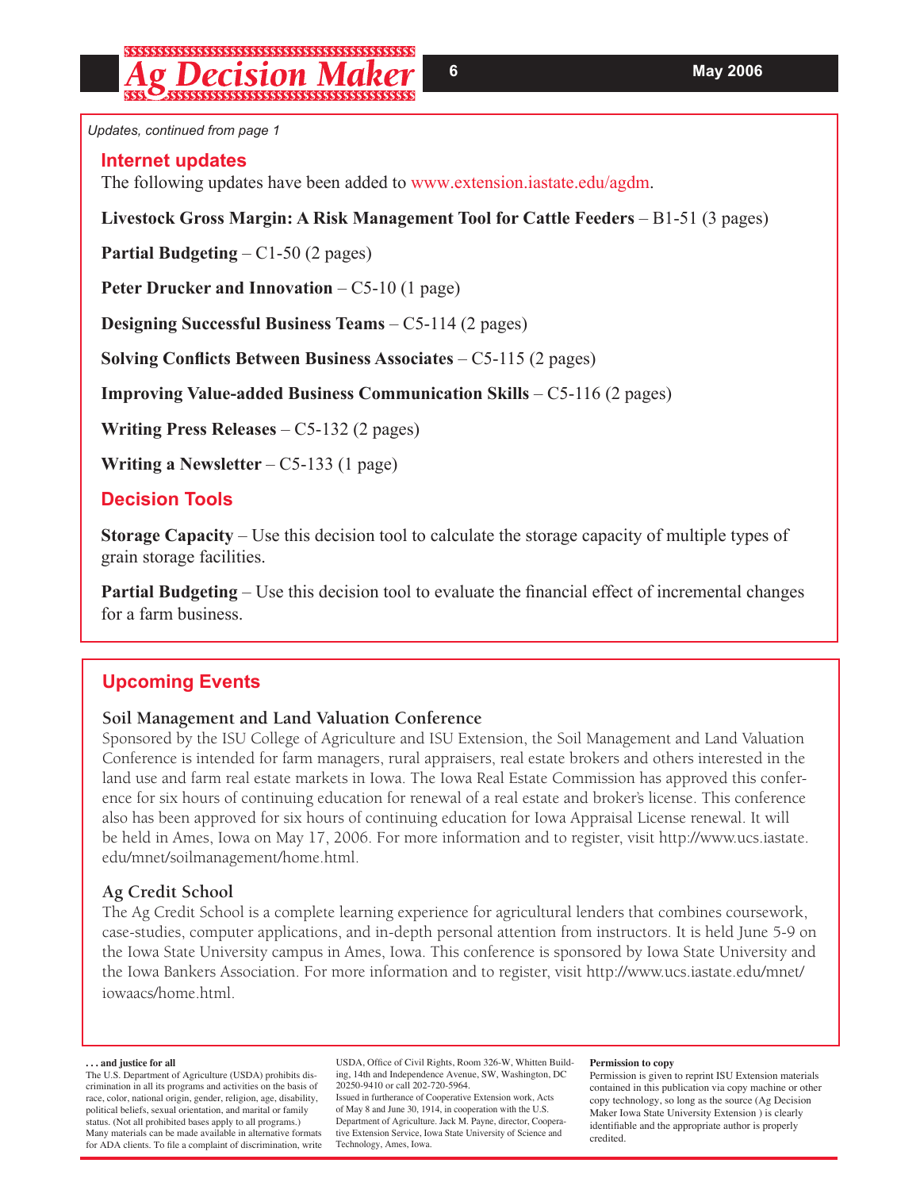*Updates, continued from page 1*

## Internet updates

The following updates have been added to www.extension.iastate.edu/agdm.

**Livestock Gross Margin: A Risk Management Tool for Cattle Feeders** – B1-51 (3 pages)

**Partial Budgeting** – C1-50 (2 pages)

**Peter Drucker and Innovation** – C5-10 (1 page)

**Designing Successful Business Teams** – C5-114 (2 pages)

**Solving Conflicts Between Business Associates** – C5-115 (2 pages)

**Improving Value-added Business Communication Skills** – C5-116 (2 pages)

**Writing Press Releases** – C5-132 (2 pages)

**Writing a Newsletter** – C5-133 (1 page)

## Decision Tools

**Storage Capacity** – Use this decision tool to calculate the storage capacity of multiple types of grain storage facilities.

**Partial Budgeting** – Use this decision tool to evaluate the financial effect of incremental changes for a farm business.

## Upcoming Events

### Soil Management and Land Valuation Conference

Sponsored by the ISU College of Agriculture and ISU Extension, the Soil Management and Land Valuation Conference is intended for farm managers, rural appraisers, real estate brokers and others interested in the land use and farm real estate markets in Iowa. The Iowa Real Estate Commission has approved this conference for six hours of continuing education for renewal of a real estate and broker's license. This conference also has been approved for six hours of continuing education for Iowa Appraisal License renewal. It will be held in Ames, Iowa on May 17, 2006. For more information and to register, visit http://www.ucs.iastate.edu/mnet/soilmanagement/home.html.

### Ag Credit School

The Ag Credit School is a complete learning experience for agricultural lenders that combines coursework, case-studies, computer applications, and in-depth personal attention from instructors. It is held June 5-9 on the Iowa State University campus in Ames, Iowa. This conference is sponsored by Iowa State University and the Iowa Bankers Association. For more information and to register, visit http://www.ucs.iastate.edu/mnet/iowaacs/home.html.

**. . . and justice for all**
The U.S. Department of Agriculture (USDA) prohibits discrimination in all its programs and activities on the basis of race, color, national origin, gender, religion, age, disability, political beliefs, sexual orientation, and marital or family status. (Not all prohibited bases apply to all programs.) Many materials can be made available in alternative formats for ADA clients. To file a complaint of discrimination, write USDA, Office of Civil Rights, Room 326-W, Whitten Building, 14th and Independence Avenue, SW, Washington, DC 20250-9410 or call 202-720-5964.
Issued in furtherance of Cooperative Extension work, Acts of May 8 and June 30, 1914, in cooperation with the U.S. Department of Agriculture. Jack M. Payne, director, Cooperative Extension Service, Iowa State University of Science and Technology, Ames, Iowa.

**Permission to copy**
Permission is given to reprint ISU Extension materials contained in this publication via copy machine or other copy technology, so long as the source (Ag Decision Maker Iowa State University Extension ) is clearly identifiable and the appropriate author is properly credited.